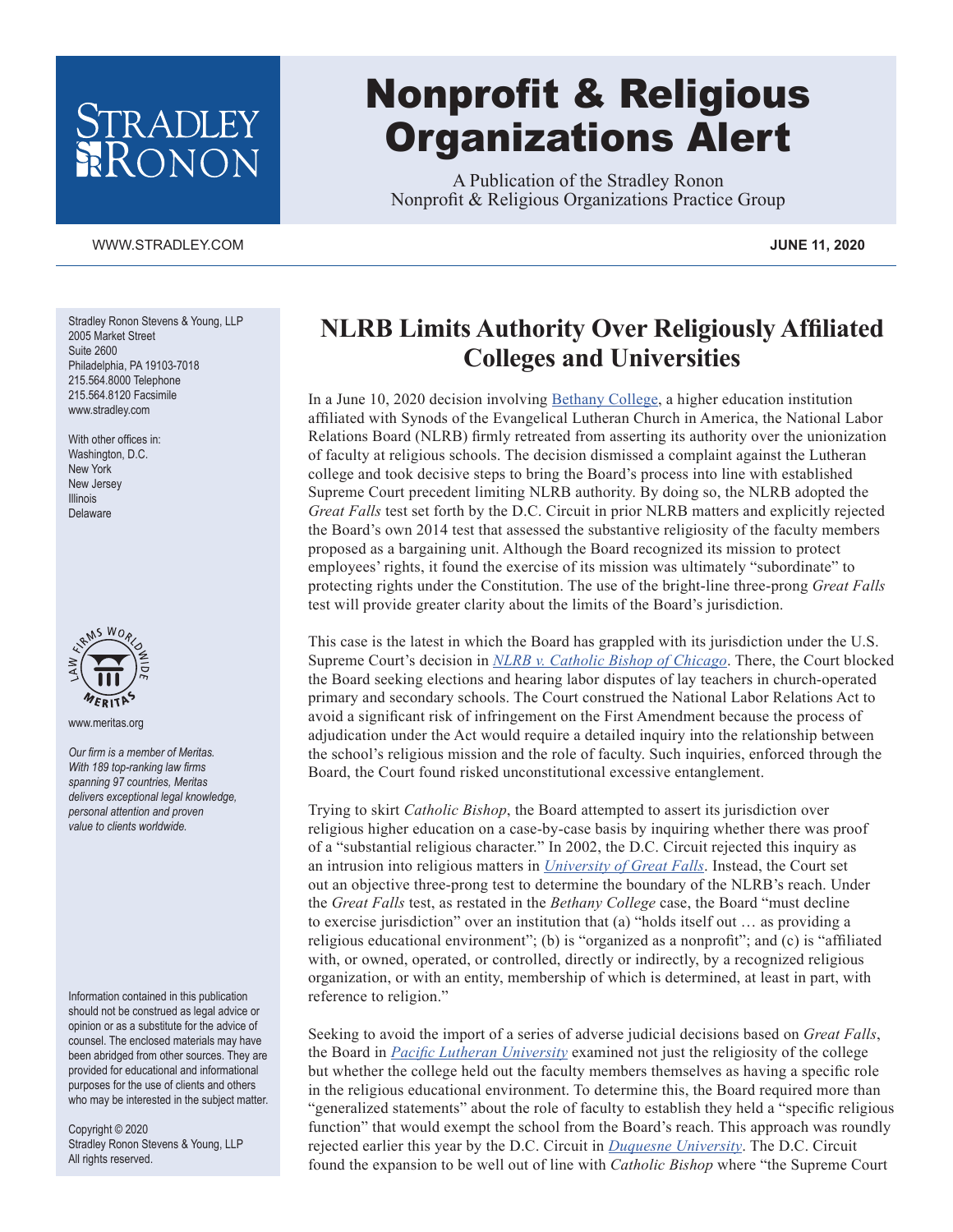# Nonprofit & Religious Organizations Alert

A Publication of the Stradley Ronon Nonprofit & Religious Organizations Practice Group

WWW.STRADLEY.COM

**JUNE 11, 2020**

Stradley Ronon Stevens & Young, LLP
2005 Market Street
Suite 2600
Philadelphia, PA 19103-7018
215.564.8000 Telephone
215.564.8120 Facsimile
www.stradley.com

With other offices in:
Washington, D.C.
New York
New Jersey
Illinois
Delaware

www.meritas.org

*Our firm is a member of Meritas. With 189 top-ranking law firms spanning 97 countries, Meritas delivers exceptional legal knowledge, personal attention and proven value to clients worldwide.*

Information contained in this publication should not be construed as legal advice or opinion or as a substitute for the advice of counsel. The enclosed materials may have been abridged from other sources. They are provided for educational and informational purposes for the use of clients and others who may be interested in the subject matter.

Copyright © 2020
Stradley Ronon Stevens & Young, LLP
All rights reserved.

## NLRB Limits Authority Over Religiously Affiliated Colleges and Universities

In a June 10, 2020 decision involving Bethany College, a higher education institution affiliated with Synods of the Evangelical Lutheran Church in America, the National Labor Relations Board (NLRB) firmly retreated from asserting its authority over the unionization of faculty at religious schools. The decision dismissed a complaint against the Lutheran college and took decisive steps to bring the Board's process into line with established Supreme Court precedent limiting NLRB authority. By doing so, the NLRB adopted the *Great Falls* test set forth by the D.C. Circuit in prior NLRB matters and explicitly rejected the Board's own 2014 test that assessed the substantive religiosity of the faculty members proposed as a bargaining unit. Although the Board recognized its mission to protect employees' rights, it found the exercise of its mission was ultimately "subordinate" to protecting rights under the Constitution. The use of the bright-line three-prong *Great Falls* test will provide greater clarity about the limits of the Board's jurisdiction.

This case is the latest in which the Board has grappled with its jurisdiction under the U.S. Supreme Court's decision in *NLRB v. Catholic Bishop of Chicago*. There, the Court blocked the Board seeking elections and hearing labor disputes of lay teachers in church-operated primary and secondary schools. The Court construed the National Labor Relations Act to avoid a significant risk of infringement on the First Amendment because the process of adjudication under the Act would require a detailed inquiry into the relationship between the school's religious mission and the role of faculty. Such inquiries, enforced through the Board, the Court found risked unconstitutional excessive entanglement.

Trying to skirt *Catholic Bishop*, the Board attempted to assert its jurisdiction over religious higher education on a case-by-case basis by inquiring whether there was proof of a "substantial religious character." In 2002, the D.C. Circuit rejected this inquiry as an intrusion into religious matters in *University of Great Falls*. Instead, the Court set out an objective three-prong test to determine the boundary of the NLRB's reach. Under the *Great Falls* test, as restated in the *Bethany College* case, the Board "must decline to exercise jurisdiction" over an institution that (a) "holds itself out … as providing a religious educational environment"; (b) is "organized as a nonprofit"; and (c) is "affiliated with, or owned, operated, or controlled, directly or indirectly, by a recognized religious organization, or with an entity, membership of which is determined, at least in part, with reference to religion."

Seeking to avoid the import of a series of adverse judicial decisions based on *Great Falls*, the Board in *Pacific Lutheran University* examined not just the religiosity of the college but whether the college held out the faculty members themselves as having a specific role in the religious educational environment. To determine this, the Board required more than "generalized statements" about the role of faculty to establish they held a "specific religious function" that would exempt the school from the Board's reach. This approach was roundly rejected earlier this year by the D.C. Circuit in *Duquesne University*. The D.C. Circuit found the expansion to be well out of line with *Catholic Bishop* where "the Supreme Court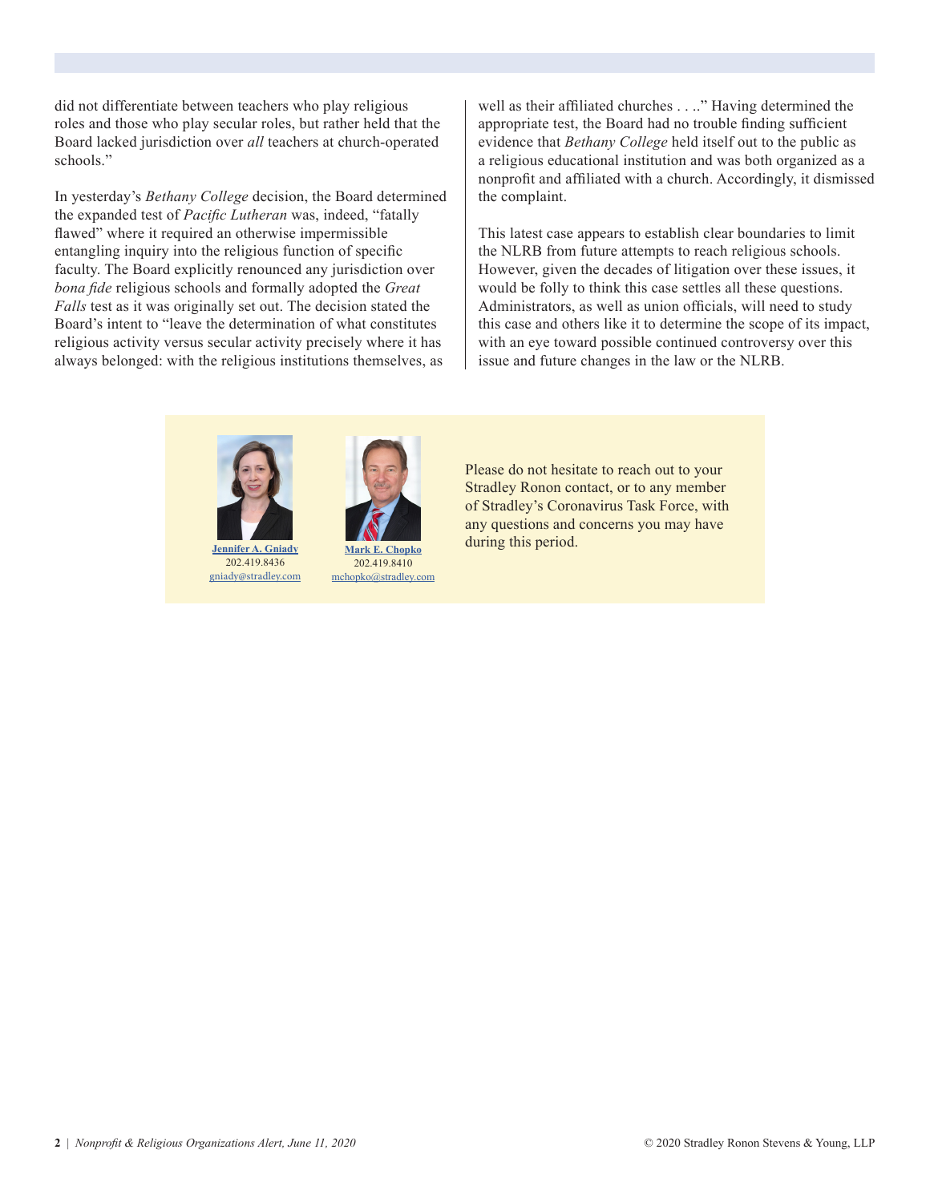did not differentiate between teachers who play religious roles and those who play secular roles, but rather held that the Board lacked jurisdiction over *all* teachers at church-operated schools."

In yesterday's *Bethany College* decision, the Board determined the expanded test of *Pacific Lutheran* was, indeed, "fatally flawed" where it required an otherwise impermissible entangling inquiry into the religious function of specific faculty. The Board explicitly renounced any jurisdiction over *bona fide* religious schools and formally adopted the *Great Falls* test as it was originally set out. The decision stated the Board's intent to "leave the determination of what constitutes religious activity versus secular activity precisely where it has always belonged: with the religious institutions themselves, as well as their affiliated churches . . .." Having determined the appropriate test, the Board had no trouble finding sufficient evidence that *Bethany College* held itself out to the public as a religious educational institution and was both organized as a nonprofit and affiliated with a church. Accordingly, it dismissed the complaint.

This latest case appears to establish clear boundaries to limit the NLRB from future attempts to reach religious schools. However, given the decades of litigation over these issues, it would be folly to think this case settles all these questions. Administrators, as well as union officials, will need to study this case and others like it to determine the scope of its impact, with an eye toward possible continued controversy over this issue and future changes in the law or the NLRB.

**Jennifer A. Gniady**
202.419.8436
gniady@stradley.com

**Mark E. Chopko**
202.419.8410
mchopko@stradley.com

Please do not hesitate to reach out to your Stradley Ronon contact, or to any member of Stradley's Coronavirus Task Force, with any questions and concerns you may have during this period.